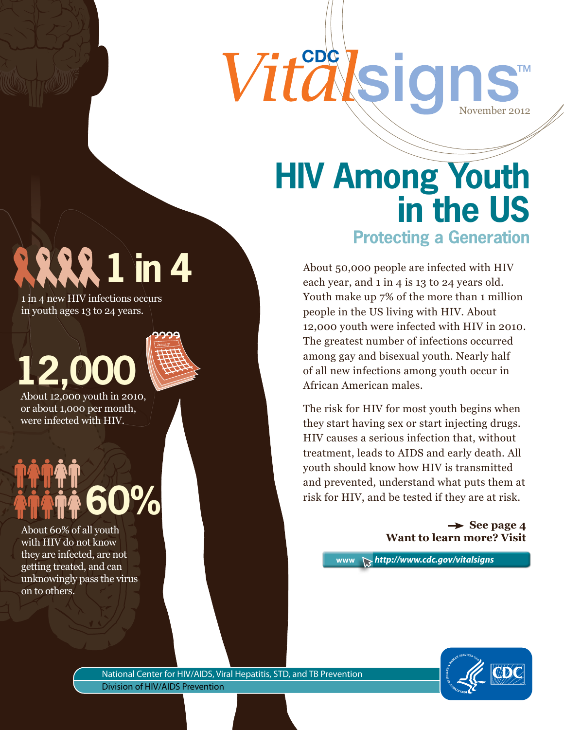CDC Vitalsigns™ November 2012

# HIV Among Youth in the US

## Protecting a Generation

**1 in 4**

1 in 4 new HIV infections occurs in youth ages 13 to 24 years.

**12,000**

About 12,000 youth in 2010, or about 1,000 per month, were infected with HIV.

**60%**

About 60% of all youth with HIV do not know they are infected, are not getting treated, and can unknowingly pass the virus on to others.

About 50,000 people are infected with HIV each year, and 1 in 4 is 13 to 24 years old. Youth make up 7% of the more than 1 million people in the US living with HIV. About 12,000 youth were infected with HIV in 2010. The greatest number of infections occurred among gay and bisexual youth. Nearly half of all new infections among youth occur in African American males.

The risk for HIV for most youth begins when they start having sex or start injecting drugs. HIV causes a serious infection that, without treatment, leads to AIDS and early death. All youth should know how HIV is transmitted and prevented, understand what puts them at risk for HIV, and be tested if they are at risk.

→ **See page 4**

**Want to learn more? Visit**

www *http://www.cdc.gov/vitalsigns*

National Center for HIV/AIDS, Viral Hepatitis, STD, and TB Prevention
Division of HIV/AIDS Prevention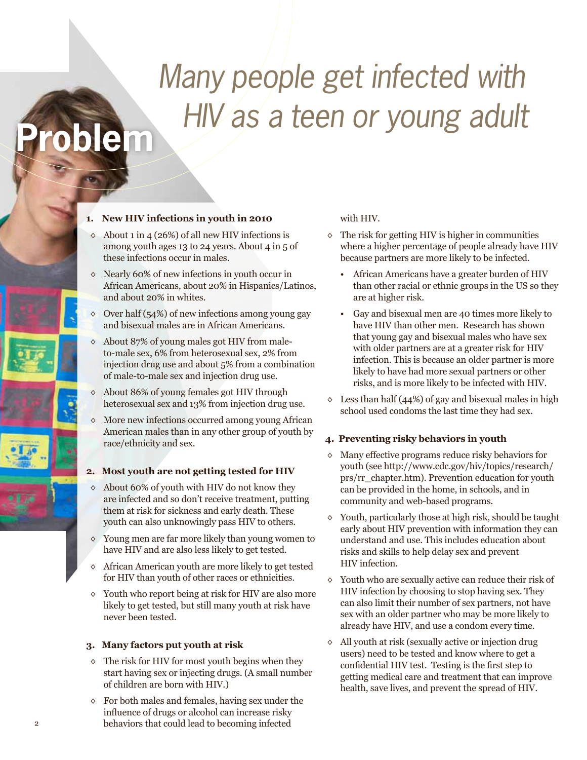# Problem

## *Many people get infected with HIV as a teen or young adult*

### 1. New HIV infections in youth in 2010

- About 1 in 4 (26%) of all new HIV infections is among youth ages 13 to 24 years. About 4 in 5 of these infections occur in males.
- Nearly 60% of new infections in youth occur in African Americans, about 20% in Hispanics/Latinos, and about 20% in whites.
- Over half (54%) of new infections among young gay and bisexual males are in African Americans.
- About 87% of young males got HIV from male-to-male sex, 6% from heterosexual sex, 2% from injection drug use and about 5% from a combination of male-to-male sex and injection drug use.
- About 86% of young females got HIV through heterosexual sex and 13% from injection drug use.
- More new infections occurred among young African American males than in any other group of youth by race/ethnicity and sex.

### 2. Most youth are not getting tested for HIV

- About 60% of youth with HIV do not know they are infected and so don't receive treatment, putting them at risk for sickness and early death. These youth can also unknowingly pass HIV to others.
- Young men are far more likely than young women to have HIV and are also less likely to get tested.
- African American youth are more likely to get tested for HIV than youth of other races or ethnicities.
- Youth who report being at risk for HIV are also more likely to get tested, but still many youth at risk have never been tested.

### 3. Many factors put youth at risk

- The risk for HIV for most youth begins when they start having sex or injecting drugs. (A small number of children are born with HIV.)
- For both males and females, having sex under the influence of drugs or alcohol can increase risky behaviors that could lead to becoming infected with HIV.
- The risk for getting HIV is higher in communities where a higher percentage of people already have HIV because partners are more likely to be infected.
  - African Americans have a greater burden of HIV than other racial or ethnic groups in the US so they are at higher risk.
  - Gay and bisexual men are 40 times more likely to have HIV than other men. Research has shown that young gay and bisexual males who have sex with older partners are at a greater risk for HIV infection. This is because an older partner is more likely to have had more sexual partners or other risks, and is more likely to be infected with HIV.
- Less than half (44%) of gay and bisexual males in high school used condoms the last time they had sex.

### 4. Preventing risky behaviors in youth

- Many effective programs reduce risky behaviors for youth (see http://www.cdc.gov/hiv/topics/research/prs/rr_chapter.htm). Prevention education for youth can be provided in the home, in schools, and in community and web-based programs.
- Youth, particularly those at high risk, should be taught early about HIV prevention with information they can understand and use. This includes education about risks and skills to help delay sex and prevent HIV infection.
- Youth who are sexually active can reduce their risk of HIV infection by choosing to stop having sex. They can also limit their number of sex partners, not have sex with an older partner who may be more likely to already have HIV, and use a condom every time.
- All youth at risk (sexually active or injection drug users) need to be tested and know where to get a confidential HIV test. Testing is the first step to getting medical care and treatment that can improve health, save lives, and prevent the spread of HIV.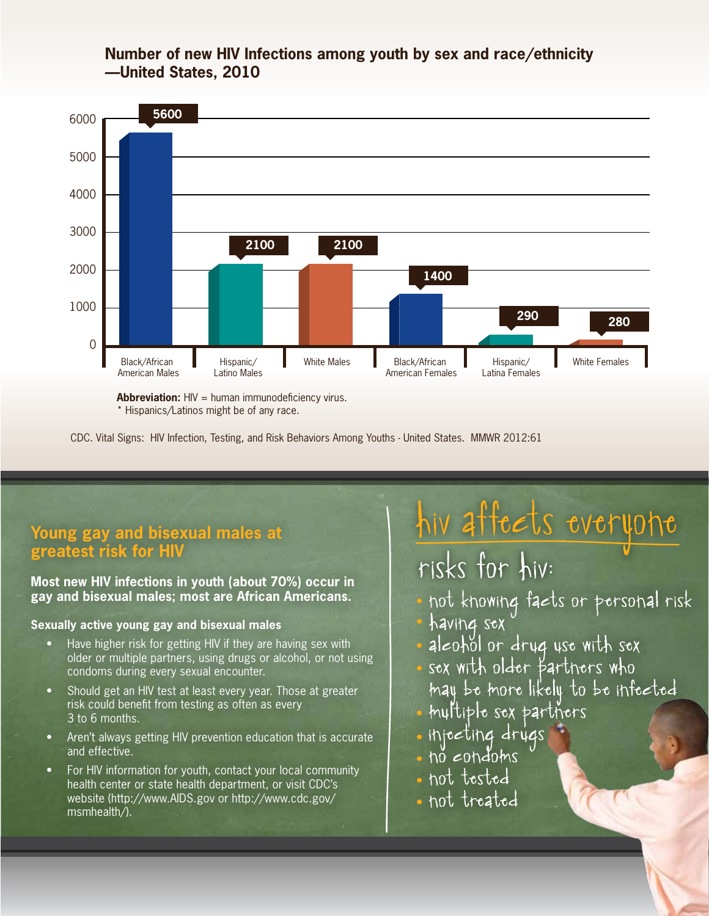## Number of new HIV Infections among youth by sex and race/ethnicity —United States, 2010

| Group | Number of new HIV infections |
|---|---|
| Black/African American Males | 5600 |
| Hispanic/Latino Males | 2100 |
| White Males | 2100 |
| Black/African American Females | 1400 |
| Hispanic/Latina Females | 290 |
| White Females | 280 |

**Abbreviation:** HIV = human immunodeficiency virus.
* Hispanics/Latinos might be of any race.

CDC. Vital Signs: HIV Infection, Testing, and Risk Behaviors Among Youths - United States. MMWR 2012:61

## Young gay and bisexual males at greatest risk for HIV

**Most new HIV infections in youth (about 70%) occur in gay and bisexual males; most are African Americans.**

**Sexually active young gay and bisexual males**

- Have higher risk for getting HIV if they are having sex with older or multiple partners, using drugs or alcohol, or not using condoms during every sexual encounter.
- Should get an HIV test at least every year. Those at greater risk could benefit from testing as often as every 3 to 6 months.
- Aren't always getting HIV prevention education that is accurate and effective.
- For HIV information for youth, contact your local community health center or state health department, or visit CDC's website (http://www.AIDS.gov or http://www.cdc.gov/msmhealth/).

## hiv affects everyone

### risks for hiv:

- not knowing facts or personal risk
- having sex
- alcohol or drug use with sex
- sex with older partners who may be more likely to be infected
- multiple sex partners
- injecting drugs
- no condoms
- not tested
- not treated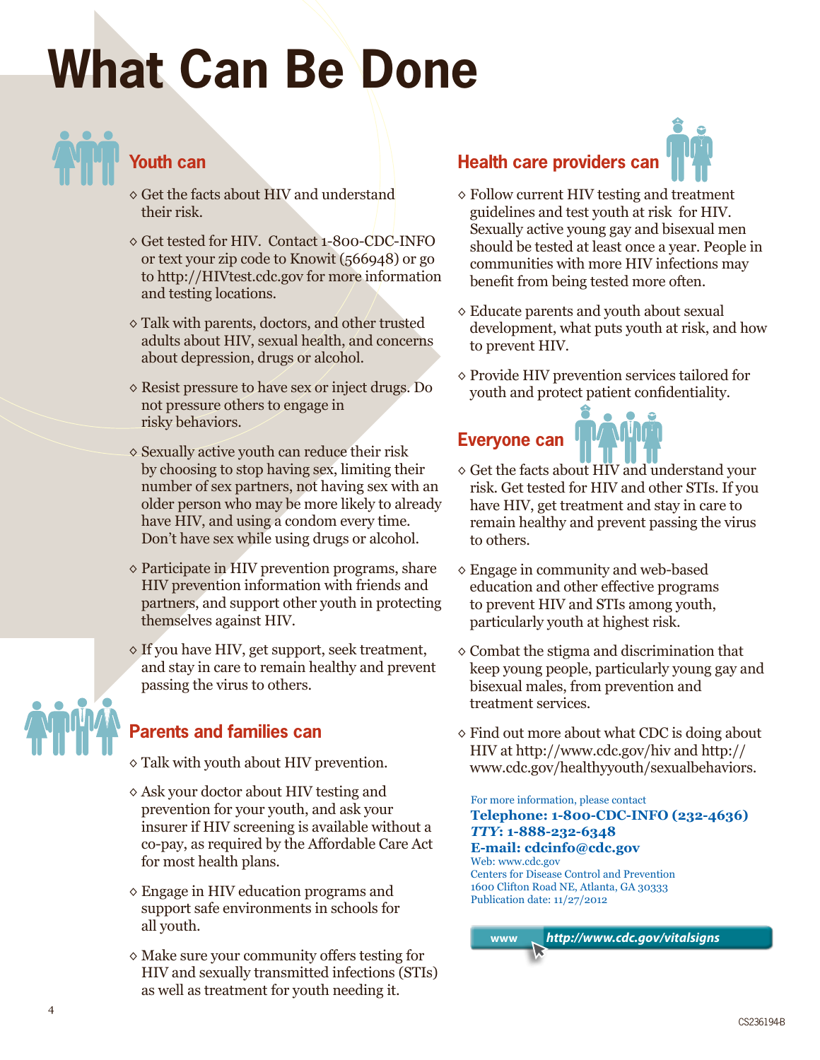# What Can Be Done

## Youth can

- Get the facts about HIV and understand their risk.
- Get tested for HIV. Contact 1-800-CDC-INFO or text your zip code to Knowit (566948) or go to http://HIVtest.cdc.gov for more information and testing locations.
- Talk with parents, doctors, and other trusted adults about HIV, sexual health, and concerns about depression, drugs or alcohol.
- Resist pressure to have sex or inject drugs. Do not pressure others to engage in risky behaviors.
- Sexually active youth can reduce their risk by choosing to stop having sex, limiting their number of sex partners, not having sex with an older person who may be more likely to already have HIV, and using a condom every time. Don't have sex while using drugs or alcohol.
- Participate in HIV prevention programs, share HIV prevention information with friends and partners, and support other youth in protecting themselves against HIV.
- If you have HIV, get support, seek treatment, and stay in care to remain healthy and prevent passing the virus to others.

## Parents and families can

- Talk with youth about HIV prevention.
- Ask your doctor about HIV testing and prevention for your youth, and ask your insurer if HIV screening is available without a co-pay, as required by the Affordable Care Act for most health plans.
- Engage in HIV education programs and support safe environments in schools for all youth.
- Make sure your community offers testing for HIV and sexually transmitted infections (STIs) as well as treatment for youth needing it.

## Health care providers can

- Follow current HIV testing and treatment guidelines and test youth at risk for HIV. Sexually active young gay and bisexual men should be tested at least once a year. People in communities with more HIV infections may benefit from being tested more often.
- Educate parents and youth about sexual development, what puts youth at risk, and how to prevent HIV.
- Provide HIV prevention services tailored for youth and protect patient confidentiality.

## Everyone can

- Get the facts about HIV and understand your risk. Get tested for HIV and other STIs. If you have HIV, get treatment and stay in care to remain healthy and prevent passing the virus to others.
- Engage in community and web-based education and other effective programs to prevent HIV and STIs among youth, particularly youth at highest risk.
- Combat the stigma and discrimination that keep young people, particularly young gay and bisexual males, from prevention and treatment services.
- Find out more about what CDC is doing about HIV at http://www.cdc.gov/hiv and http://www.cdc.gov/healthyyouth/sexualbehaviors.

For more information, please contact
**Telephone: 1-800-CDC-INFO (232-4636)**
***TTY*: 1-888-232-6348**
**E-mail: cdcinfo@cdc.gov**
Web: www.cdc.gov
Centers for Disease Control and Prevention
1600 Clifton Road NE, Atlanta, GA 30333
Publication date: 11/27/2012

www *http://www.cdc.gov/vitalsigns*

CS236194B